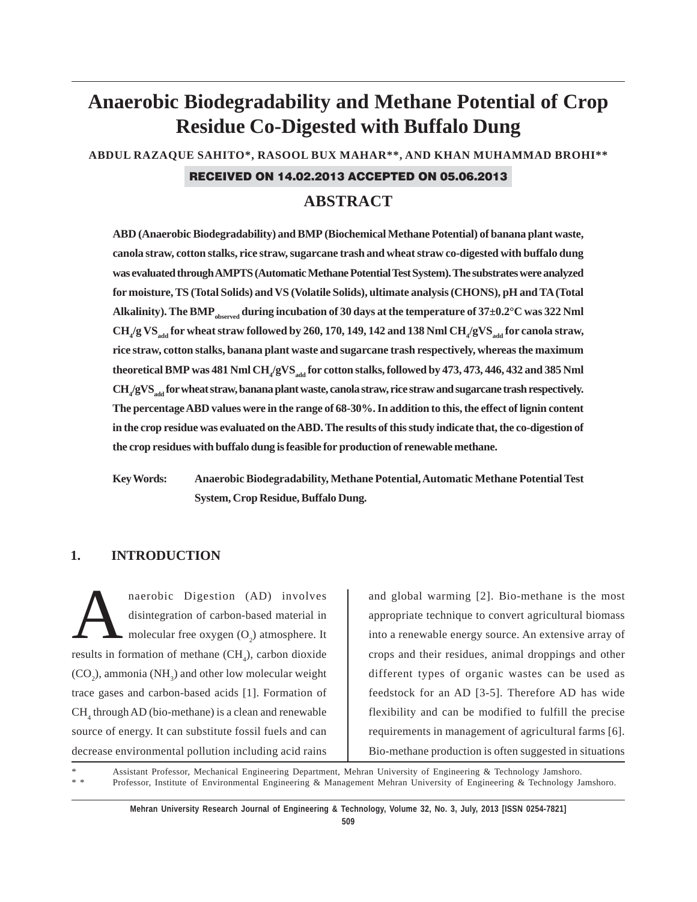# Anaerobic Biodegradability and Methane Potential of Crop Residue Co-Digested with Buffalo Dung

**ABDUL RAZAQUE SAHITO*, RASOOL BUX MAHAR**, AND KHAN MUHAMMAD BROHI****

**RECEIVED ON 14.02.2013 ACCEPTED ON 05.06.2013**

## ABSTRACT

**ABD (Anaerobic Biodegradability) and BMP (Biochemical Methane Potential) of banana plant waste, canola straw, cotton stalks, rice straw, sugarcane trash and wheat straw co-digested with buffalo dung was evaluated through AMPTS (Automatic Methane Potential Test System). The substrates were analyzed for moisture, TS (Total Solids) and VS (Volatile Solids), ultimate analysis (CHONS), pH and TA (Total Alkalinity). The $BMP_{observed}$ during incubation of 30 days at the temperature of 37±0.2°C was 322 Nml $CH_4$/g $VS_{add}$ for wheat straw followed by 260, 170, 149, 142 and 138 Nml $CH_4$/g$VS_{add}$ for canola straw, rice straw, cotton stalks, banana plant waste and sugarcane trash respectively, whereas the maximum theoretical BMP was 481 Nml $CH_4$/g$VS_{add}$ for cotton stalks, followed by 473, 473, 446, 432 and 385 Nml $CH_4$/g$VS_{add}$ for wheat straw, banana plant waste, canola straw, rice straw and sugarcane trash respectively. The percentage ABD values were in the range of 68-30%. In addition to this, the effect of lignin content in the crop residue was evaluated on the ABD. The results of this study indicate that, the co-digestion of the crop residues with buffalo dung is feasible for production of renewable methane.**

**Key Words: Anaerobic Biodegradability, Methane Potential, Automatic Methane Potential Test System, Crop Residue, Buffalo Dung.**

## 1. INTRODUCTION

Anaerobic Digestion (AD) involves disintegration of carbon-based material in molecular free oxygen ($O_2$) atmosphere. It results in formation of methane ($CH_4$), carbon dioxide ($CO_2$), ammonia ($NH_3$) and other low molecular weight trace gases and carbon-based acids [1]. Formation of $CH_4$ through AD (bio-methane) is a clean and renewable source of energy. It can substitute fossil fuels and can decrease environmental pollution including acid rains and global warming [2]. Bio-methane is the most appropriate technique to convert agricultural biomass into a renewable energy source. An extensive array of crops and their residues, animal droppings and other different types of organic wastes can be used as feedstock for an AD [3-5]. Therefore AD has wide flexibility and can be modified to fulfill the precise requirements in management of agricultural farms [6]. Bio-methane production is often suggested in situations

\* Assistant Professor, Mechanical Engineering Department, Mehran University of Engineering & Technology Jamshoro.

\*\* Professor, Institute of Environmental Engineering & Management Mehran University of Engineering & Technology Jamshoro.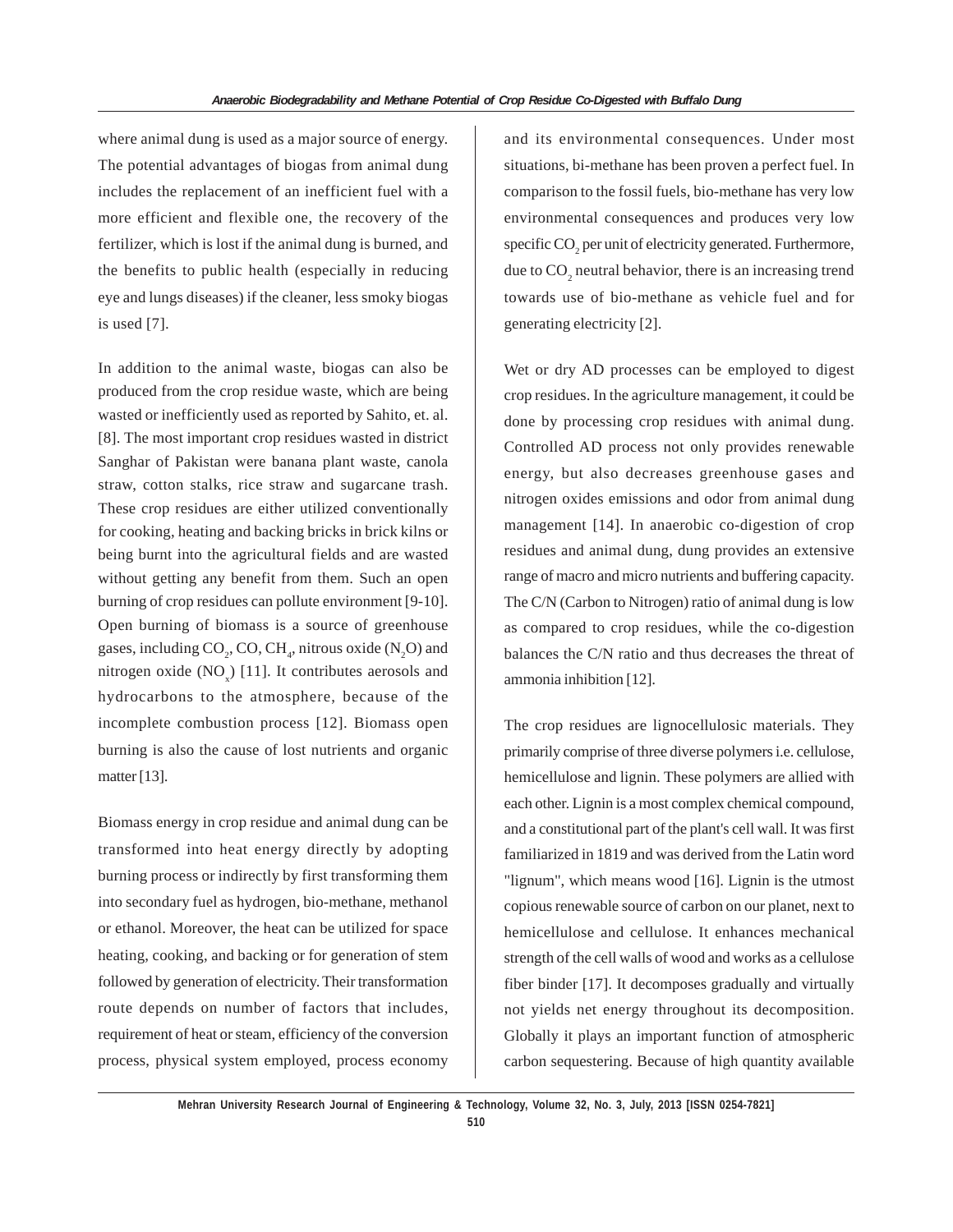where animal dung is used as a major source of energy. The potential advantages of biogas from animal dung includes the replacement of an inefficient fuel with a more efficient and flexible one, the recovery of the fertilizer, which is lost if the animal dung is burned, and the benefits to public health (especially in reducing eye and lungs diseases) if the cleaner, less smoky biogas is used [7].

In addition to the animal waste, biogas can also be produced from the crop residue waste, which are being wasted or inefficiently used as reported by Sahito, et. al. [8]. The most important crop residues wasted in district Sanghar of Pakistan were banana plant waste, canola straw, cotton stalks, rice straw and sugarcane trash. These crop residues are either utilized conventionally for cooking, heating and backing bricks in brick kilns or being burnt into the agricultural fields and are wasted without getting any benefit from them. Such an open burning of crop residues can pollute environment [9-10]. Open burning of biomass is a source of greenhouse gases, including $CO_2$, CO, $CH_4$, nitrous oxide ($N_2O$) and nitrogen oxide ($NO_x$) [11]. It contributes aerosols and hydrocarbons to the atmosphere, because of the incomplete combustion process [12]. Biomass open burning is also the cause of lost nutrients and organic matter [13].

Biomass energy in crop residue and animal dung can be transformed into heat energy directly by adopting burning process or indirectly by first transforming them into secondary fuel as hydrogen, bio-methane, methanol or ethanol. Moreover, the heat can be utilized for space heating, cooking, and backing or for generation of stem followed by generation of electricity. Their transformation route depends on number of factors that includes, requirement of heat or steam, efficiency of the conversion process, physical system employed, process economy and its environmental consequences. Under most situations, bi-methane has been proven a perfect fuel. In comparison to the fossil fuels, bio-methane has very low environmental consequences and produces very low specific $CO_2$ per unit of electricity generated. Furthermore, due to $CO_2$ neutral behavior, there is an increasing trend towards use of bio-methane as vehicle fuel and for generating electricity [2].

Wet or dry AD processes can be employed to digest crop residues. In the agriculture management, it could be done by processing crop residues with animal dung. Controlled AD process not only provides renewable energy, but also decreases greenhouse gases and nitrogen oxides emissions and odor from animal dung management [14]. In anaerobic co-digestion of crop residues and animal dung, dung provides an extensive range of macro and micro nutrients and buffering capacity. The C/N (Carbon to Nitrogen) ratio of animal dung is low as compared to crop residues, while the co-digestion balances the C/N ratio and thus decreases the threat of ammonia inhibition [12].

The crop residues are lignocellulosic materials. They primarily comprise of three diverse polymers i.e. cellulose, hemicellulose and lignin. These polymers are allied with each other. Lignin is a most complex chemical compound, and a constitutional part of the plant's cell wall. It was first familiarized in 1819 and was derived from the Latin word "lignum", which means wood [16]. Lignin is the utmost copious renewable source of carbon on our planet, next to hemicellulose and cellulose. It enhances mechanical strength of the cell walls of wood and works as a cellulose fiber binder [17]. It decomposes gradually and virtually not yields net energy throughout its decomposition. Globally it plays an important function of atmospheric carbon sequestering. Because of high quantity available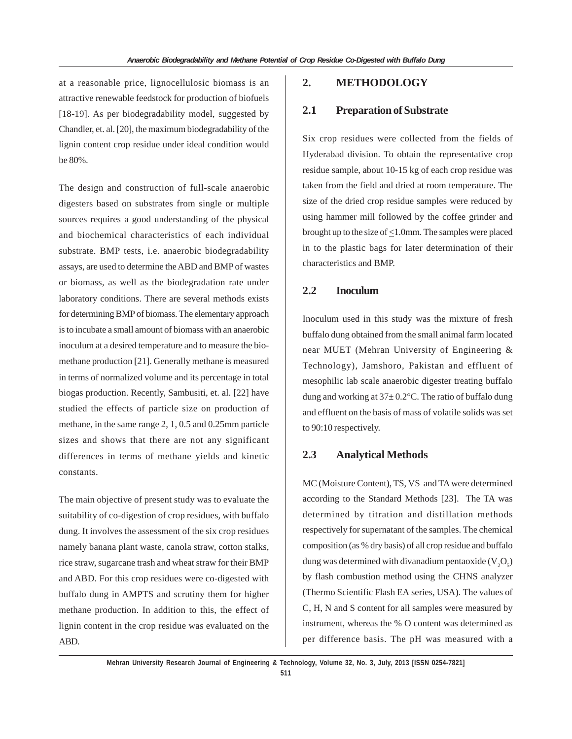at a reasonable price, lignocellulosic biomass is an attractive renewable feedstock for production of biofuels [18-19]. As per biodegradability model, suggested by Chandler, et. al. [20], the maximum biodegradability of the lignin content crop residue under ideal condition would be 80%.

The design and construction of full-scale anaerobic digesters based on substrates from single or multiple sources requires a good understanding of the physical and biochemical characteristics of each individual substrate. BMP tests, i.e. anaerobic biodegradability assays, are used to determine the ABD and BMP of wastes or biomass, as well as the biodegradation rate under laboratory conditions. There are several methods exists for determining BMP of biomass. The elementary approach is to incubate a small amount of biomass with an anaerobic inoculum at a desired temperature and to measure the bio-methane production [21]. Generally methane is measured in terms of normalized volume and its percentage in total biogas production. Recently, Sambusiti, et. al. [22] have studied the effects of particle size on production of methane, in the same range 2, 1, 0.5 and 0.25mm particle sizes and shows that there are not any significant differences in terms of methane yields and kinetic constants.

The main objective of present study was to evaluate the suitability of co-digestion of crop residues, with buffalo dung. It involves the assessment of the six crop residues namely banana plant waste, canola straw, cotton stalks, rice straw, sugarcane trash and wheat straw for their BMP and ABD. For this crop residues were co-digested with buffalo dung in AMPTS and scrutiny them for higher methane production. In addition to this, the effect of lignin content in the crop residue was evaluated on the ABD.

## 2. METHODOLOGY

### 2.1 Preparation of Substrate

Six crop residues were collected from the fields of Hyderabad division. To obtain the representative crop residue sample, about 10-15 kg of each crop residue was taken from the field and dried at room temperature. The size of the dried crop residue samples were reduced by using hammer mill followed by the coffee grinder and brought up to the size of $\leq$1.0mm. The samples were placed in to the plastic bags for later determination of their characteristics and BMP.

### 2.2 Inoculum

Inoculum used in this study was the mixture of fresh buffalo dung obtained from the small animal farm located near MUET (Mehran University of Engineering & Technology), Jamshoro, Pakistan and effluent of mesophilic lab scale anaerobic digester treating buffalo dung and working at 37$\pm$ 0.2°C. The ratio of buffalo dung and effluent on the basis of mass of volatile solids was set to 90:10 respectively.

### 2.3 Analytical Methods

MC (Moisture Content), TS, VS and TA were determined according to the Standard Methods [23]. The TA was determined by titration and distillation methods respectively for supernatant of the samples. The chemical composition (as % dry basis) of all crop residue and buffalo dung was determined with divanadium pentaoxide ($V_2O_5$) by flash combustion method using the CHNS analyzer (Thermo Scientific Flash EA series, USA). The values of C, H, N and S content for all samples were measured by instrument, whereas the % O content was determined as per difference basis. The pH was measured with a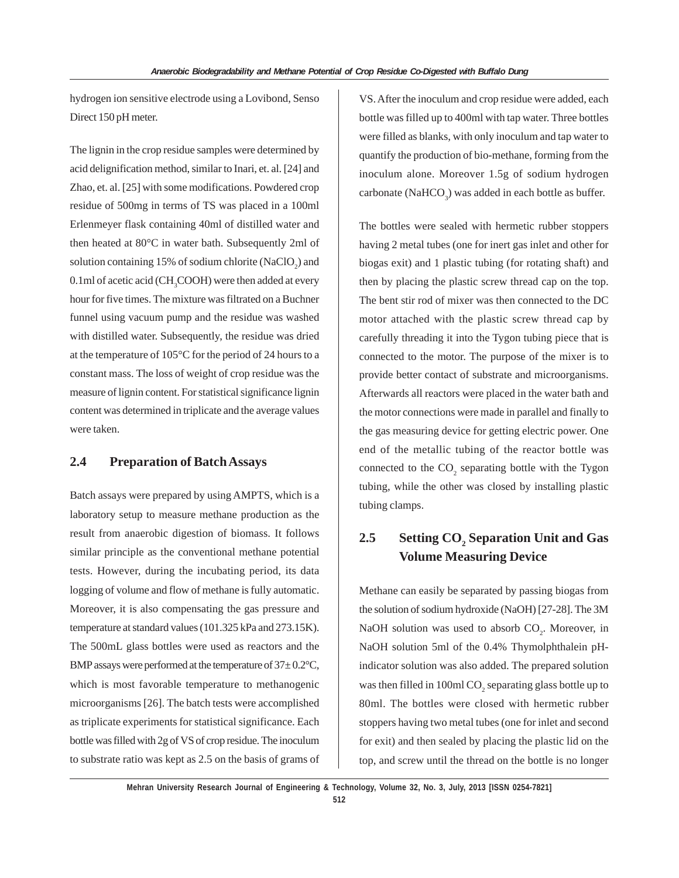hydrogen ion sensitive electrode using a Lovibond, Senso Direct 150 pH meter.

The lignin in the crop residue samples were determined by acid delignification method, similar to Inari, et. al. [24] and Zhao, et. al. [25] with some modifications. Powdered crop residue of 500mg in terms of TS was placed in a 100ml Erlenmeyer flask containing 40ml of distilled water and then heated at 80°C in water bath. Subsequently 2ml of solution containing 15% of sodium chlorite ($NaClO_2$) and 0.1ml of acetic acid ($CH_3COOH$) were then added at every hour for five times. The mixture was filtrated on a Buchner funnel using vacuum pump and the residue was washed with distilled water. Subsequently, the residue was dried at the temperature of 105°C for the period of 24 hours to a constant mass. The loss of weight of crop residue was the measure of lignin content. For statistical significance lignin content was determined in triplicate and the average values were taken.

## 2.4 Preparation of Batch Assays

Batch assays were prepared by using AMPTS, which is a laboratory setup to measure methane production as the result from anaerobic digestion of biomass. It follows similar principle as the conventional methane potential tests. However, during the incubating period, its data logging of volume and flow of methane is fully automatic. Moreover, it is also compensating the gas pressure and temperature at standard values (101.325 kPa and 273.15K). The 500mL glass bottles were used as reactors and the BMP assays were performed at the temperature of 37± 0.2°C, which is most favorable temperature to methanogenic microorganisms [26]. The batch tests were accomplished as triplicate experiments for statistical significance. Each bottle was filled with 2g of VS of crop residue. The inoculum to substrate ratio was kept as 2.5 on the basis of grams of VS. After the inoculum and crop residue were added, each bottle was filled up to 400ml with tap water. Three bottles were filled as blanks, with only inoculum and tap water to quantify the production of bio-methane, forming from the inoculum alone. Moreover 1.5g of sodium hydrogen carbonate ($NaHCO_3$) was added in each bottle as buffer.

The bottles were sealed with hermetic rubber stoppers having 2 metal tubes (one for inert gas inlet and other for biogas exit) and 1 plastic tubing (for rotating shaft) and then by placing the plastic screw thread cap on the top. The bent stir rod of mixer was then connected to the DC motor attached with the plastic screw thread cap by carefully threading it into the Tygon tubing piece that is connected to the motor. The purpose of the mixer is to provide better contact of substrate and microorganisms. Afterwards all reactors were placed in the water bath and the motor connections were made in parallel and finally to the gas measuring device for getting electric power. One end of the metallic tubing of the reactor bottle was connected to the $CO_2$ separating bottle with the Tygon tubing, while the other was closed by installing plastic tubing clamps.

## 2.5 Setting $CO_2$ Separation Unit and Gas Volume Measuring Device

Methane can easily be separated by passing biogas from the solution of sodium hydroxide (NaOH) [27-28]. The 3M NaOH solution was used to absorb $CO_2$. Moreover, in NaOH solution 5ml of the 0.4% Thymolphthalein pH-indicator solution was also added. The prepared solution was then filled in 100ml $CO_2$ separating glass bottle up to 80ml. The bottles were closed with hermetic rubber stoppers having two metal tubes (one for inlet and second for exit) and then sealed by placing the plastic lid on the top, and screw until the thread on the bottle is no longer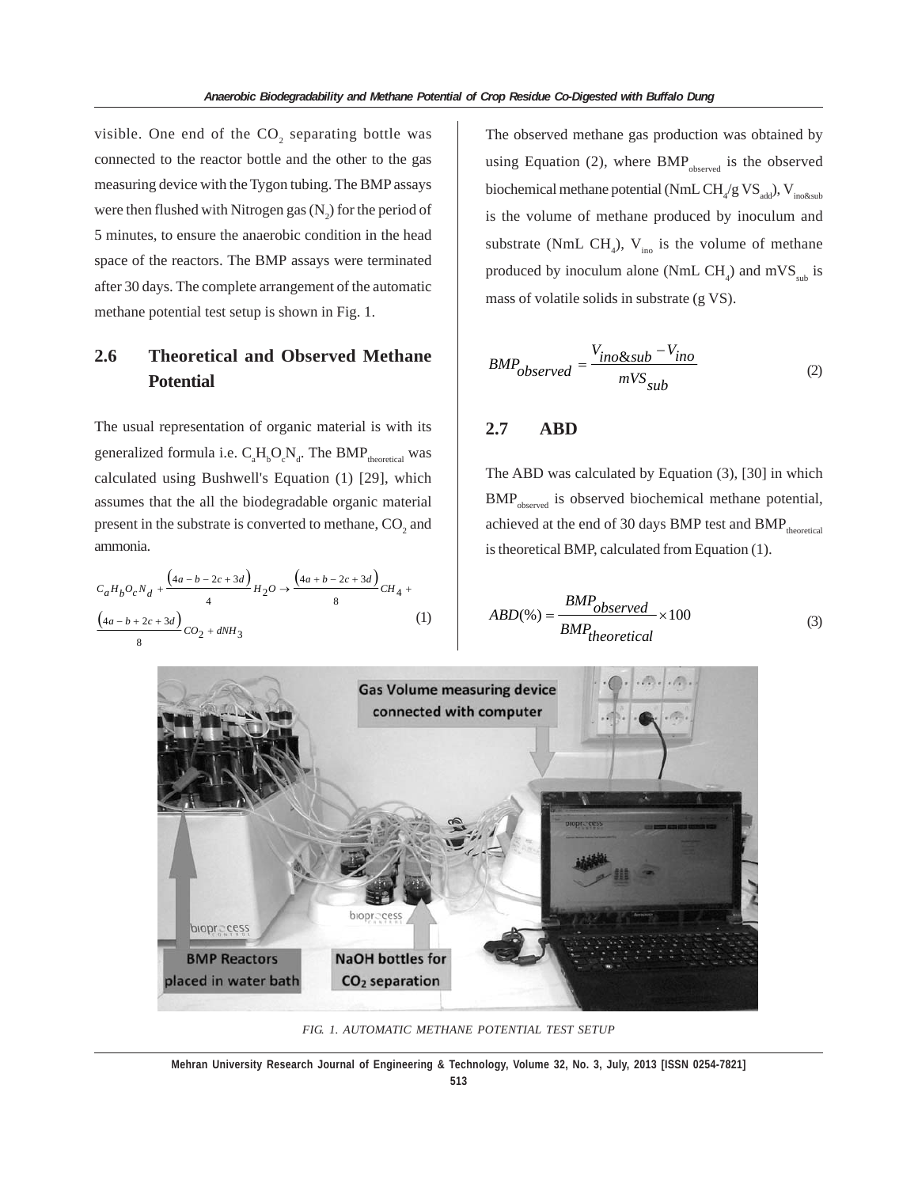visible. One end of the $CO_2$ separating bottle was connected to the reactor bottle and the other to the gas measuring device with the Tygon tubing. The BMP assays were then flushed with Nitrogen gas ($N_2$) for the period of 5 minutes, to ensure the anaerobic condition in the head space of the reactors. The BMP assays were terminated after 30 days. The complete arrangement of the automatic methane potential test setup is shown in Fig. 1.

## 2.6 Theoretical and Observed Methane Potential

The usual representation of organic material is with its generalized formula i.e. $C_aH_bO_cN_d$. The $BMP_{theoretical}$ was calculated using Bushwell's Equation (1) [29], which assumes that the all the biodegradable organic material present in the substrate is converted to methane, $CO_2$ and ammonia.

$$C_aH_bO_cN_d + \frac{(4a-b-2c+3d)}{4}H_2O \rightarrow \frac{(4a+b-2c+3d)}{8}CH_4 + \frac{(4a-b+2c+3d)}{8}CO_2 + dNH_3 \quad (1)$$

The observed methane gas production was obtained by using Equation (2), where $BMP_{observed}$ is the observed biochemical methane potential (NmL $CH_4$/g $VS_{add}$), $V_{ino\&sub}$ is the volume of methane produced by inoculum and substrate (NmL $CH_4$), $V_{ino}$ is the volume of methane produced by inoculum alone (NmL $CH_4$) and $mVS_{sub}$ is mass of volatile solids in substrate (g VS).

$$BMP_{observed} = \frac{V_{ino\&sub} - V_{ino}}{mVS_{sub}} \quad (2)$$

## 2.7 ABD

The ABD was calculated by Equation (3), [30] in which $BMP_{observed}$ is observed biochemical methane potential, achieved at the end of 30 days BMP test and $BMP_{theoretical}$ is theoretical BMP, calculated from Equation (1).

$$ABD(\%) = \frac{BMP_{observed}}{BMP_{theoretical}} \times 100 \quad (3)$$

FIG. 1. AUTOMATIC METHANE POTENTIAL TEST SETUP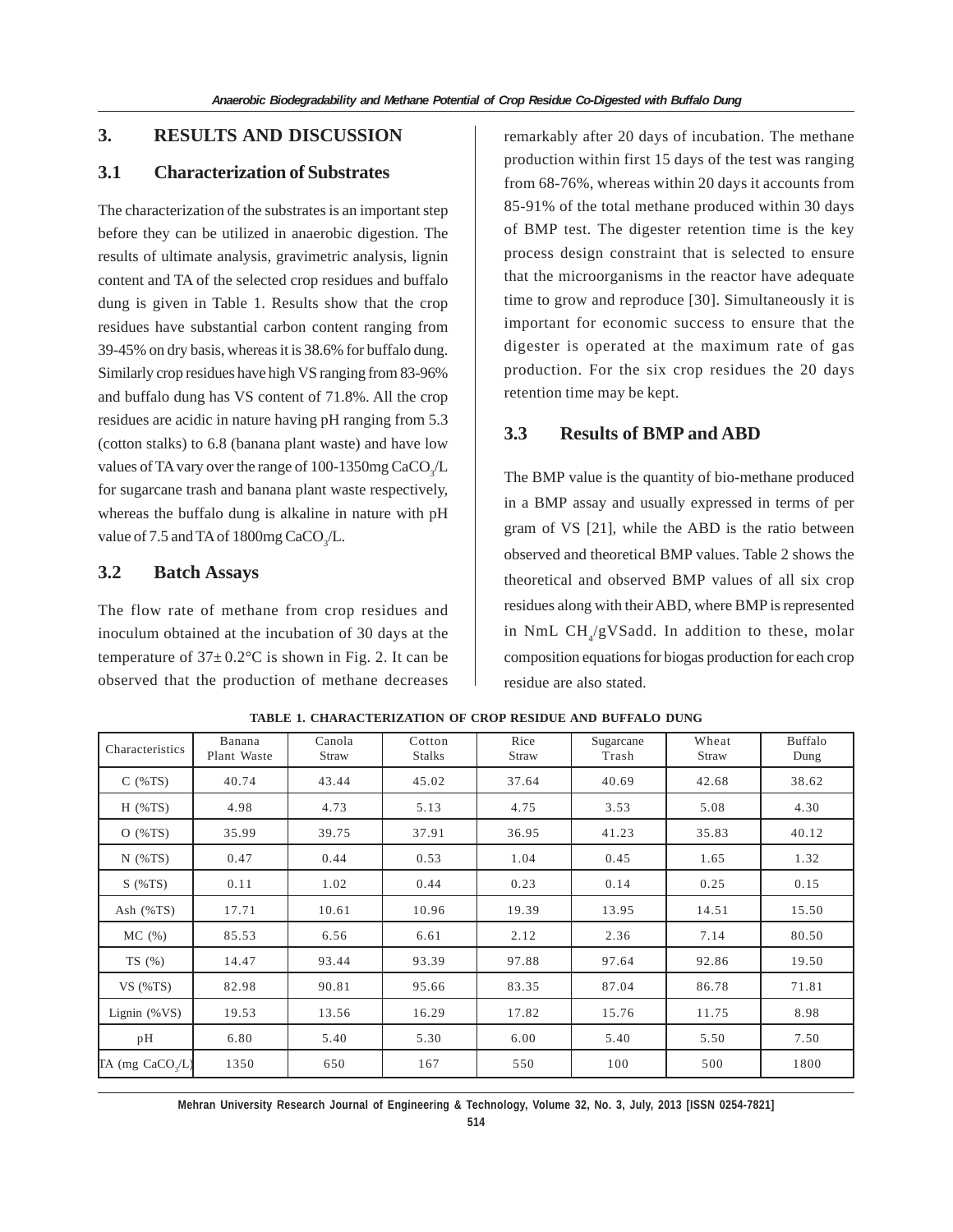## 3. RESULTS AND DISCUSSION

### 3.1 Characterization of Substrates

The characterization of the substrates is an important step before they can be utilized in anaerobic digestion. The results of ultimate analysis, gravimetric analysis, lignin content and TA of the selected crop residues and buffalo dung is given in Table 1. Results show that the crop residues have substantial carbon content ranging from 39-45% on dry basis, whereas it is 38.6% for buffalo dung. Similarly crop residues have high VS ranging from 83-96% and buffalo dung has VS content of 71.8%. All the crop residues are acidic in nature having pH ranging from 5.3 (cotton stalks) to 6.8 (banana plant waste) and have low values of TA vary over the range of 100-1350mg $CaCO_3$/L for sugarcane trash and banana plant waste respectively, whereas the buffalo dung is alkaline in nature with pH value of 7.5 and TA of 1800mg $CaCO_3$/L.

### 3.2 Batch Assays

The flow rate of methane from crop residues and inoculum obtained at the incubation of 30 days at the temperature of 37± 0.2°C is shown in Fig. 2. It can be observed that the production of methane decreases remarkably after 20 days of incubation. The methane production within first 15 days of the test was ranging from 68-76%, whereas within 20 days it accounts from 85-91% of the total methane produced within 30 days of BMP test. The digester retention time is the key process design constraint that is selected to ensure that the microorganisms in the reactor have adequate time to grow and reproduce [30]. Simultaneously it is important for economic success to ensure that the digester is operated at the maximum rate of gas production. For the six crop residues the 20 days retention time may be kept.

### 3.3 Results of BMP and ABD

The BMP value is the quantity of bio-methane produced in a BMP assay and usually expressed in terms of per gram of VS [21], while the ABD is the ratio between observed and theoretical BMP values. Table 2 shows the theoretical and observed BMP values of all six crop residues along with their ABD, where BMP is represented in NmL $CH_4$/gVSadd. In addition to these, molar composition equations for biogas production for each crop residue are also stated.

**TABLE 1. CHARACTERIZATION OF CROP RESIDUE AND BUFFALO DUNG**

| Characteristics | Banana Plant Waste | Canola Straw | Cotton Stalks | Rice Straw | Sugarcane Trash | Wheat Straw | Buffalo Dung |
|---|---|---|---|---|---|---|---|
| C (%TS) | 40.74 | 43.44 | 45.02 | 37.64 | 40.69 | 42.68 | 38.62 |
| H (%TS) | 4.98 | 4.73 | 5.13 | 4.75 | 3.53 | 5.08 | 4.30 |
| O (%TS) | 35.99 | 39.75 | 37.91 | 36.95 | 41.23 | 35.83 | 40.12 |
| N (%TS) | 0.47 | 0.44 | 0.53 | 1.04 | 0.45 | 1.65 | 1.32 |
| S (%TS) | 0.11 | 1.02 | 0.44 | 0.23 | 0.14 | 0.25 | 0.15 |
| Ash (%TS) | 17.71 | 10.61 | 10.96 | 19.39 | 13.95 | 14.51 | 15.50 |
| MC (%) | 85.53 | 6.56 | 6.61 | 2.12 | 2.36 | 7.14 | 80.50 |
| TS (%) | 14.47 | 93.44 | 93.39 | 97.88 | 97.64 | 92.86 | 19.50 |
| VS (%TS) | 82.98 | 90.81 | 95.66 | 83.35 | 87.04 | 86.78 | 71.81 |
| Lignin (%VS) | 19.53 | 13.56 | 16.29 | 17.82 | 15.76 | 11.75 | 8.98 |
| pH | 6.80 | 5.40 | 5.30 | 6.00 | 5.40 | 5.50 | 7.50 |
| TA (mg $CaCO_3$/L) | 1350 | 650 | 167 | 550 | 100 | 500 | 1800 |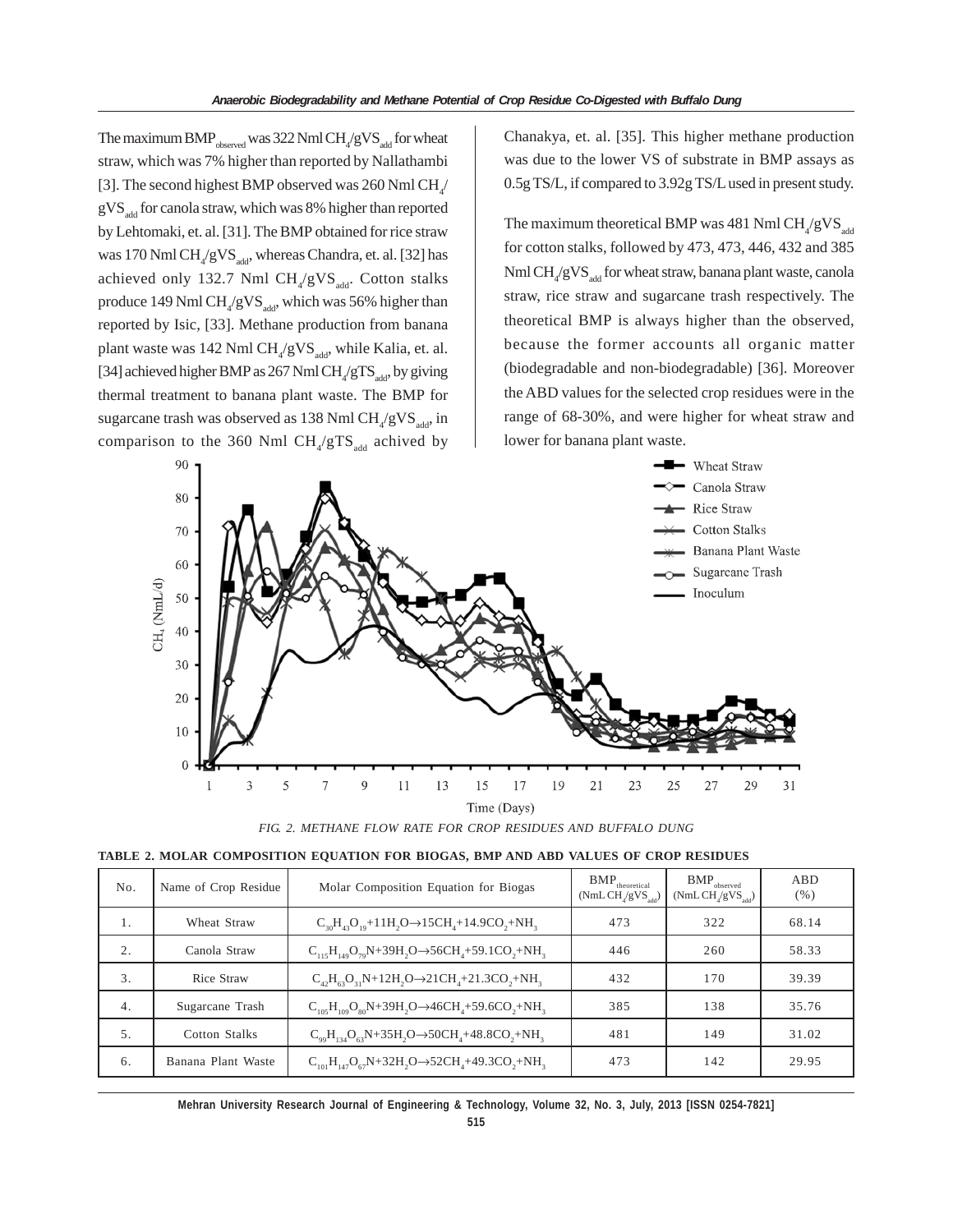The maximum $BMP_{observed}$ was 322 Nml $CH_4$/g$VS_{add}$ for wheat straw, which was 7% higher than reported by Nallathambi [3]. The second highest BMP observed was 260 Nml $CH_4$/g$VS_{add}$ for canola straw, which was 8% higher than reported by Lehtomaki, et. al. [31]. The BMP obtained for rice straw was 170 Nml $CH_4$/g$VS_{add}$, whereas Chandra, et. al. [32] has achieved only 132.7 Nml $CH_4$/g$VS_{add}$. Cotton stalks produce 149 Nml $CH_4$/g$VS_{add}$, which was 56% higher than reported by Isic, [33]. Methane production from banana plant waste was 142 Nml $CH_4$/g$VS_{add}$, while Kalia, et. al. [34] achieved higher BMP as 267 Nml $CH_4$/g$TS_{add}$, by giving thermal treatment to banana plant waste. The BMP for sugarcane trash was observed as 138 Nml $CH_4$/g$VS_{add}$, in comparison to the 360 Nml $CH_4$/g$TS_{add}$ achived by Chanakya, et. al. [35]. This higher methane production was due to the lower VS of substrate in BMP assays as 0.5g TS/L, if compared to 3.92g TS/L used in present study.

The maximum theoretical BMP was 481 Nml $CH_4$/g$VS_{add}$ for cotton stalks, followed by 473, 473, 446, 432 and 385 Nml $CH_4$/g$VS_{add}$ for wheat straw, banana plant waste, canola straw, rice straw and sugarcane trash respectively. The theoretical BMP is always higher than the observed, because the former accounts all organic matter (biodegradable and non-biodegradable) [36]. Moreover the ABD values for the selected crop residues were in the range of 68-30%, and were higher for wheat straw and lower for banana plant waste.

*FIG. 2. METHANE FLOW RATE FOR CROP RESIDUES AND BUFFALO DUNG*

**TABLE 2. MOLAR COMPOSITION EQUATION FOR BIOGAS, BMP AND ABD VALUES OF CROP RESIDUES**

| No. | Name of Crop Residue | Molar Composition Equation for Biogas | $BMP_{theoretical}$ (NmL $CH_4$/g$VS_{add}$) | $BMP_{observed}$ (NmL $CH_4$/g$VS_{add}$) | ABD (%) |
|---|---|---|---|---|---|
| 1. | Wheat Straw | $C_{30}H_{43}O_{19}+11H_2O \rightarrow 15CH_4+14.9CO_2+NH_3$ | 473 | 322 | 68.14 |
| 2. | Canola Straw | $C_{115}H_{149}O_{79}N+39H_2O \rightarrow 56CH_4+59.1CO_2+NH_3$ | 446 | 260 | 58.33 |
| 3. | Rice Straw | $C_{42}H_{63}O_{31}N+12H_2O \rightarrow 21CH_4+21.3CO_2+NH_3$ | 432 | 170 | 39.39 |
| 4. | Sugarcane Trash | $C_{105}H_{109}O_{80}N+39H_2O \rightarrow 46CH_4+59.6CO_2+NH_3$ | 385 | 138 | 35.76 |
| 5. | Cotton Stalks | $C_{99}H_{134}O_{63}N+35H_2O \rightarrow 50CH_4+48.8CO_2+NH_3$ | 481 | 149 | 31.02 |
| 6. | Banana Plant Waste | $C_{101}H_{147}O_{67}N+32H_2O \rightarrow 52CH_4+49.3CO_2+NH_3$ | 473 | 142 | 29.95 |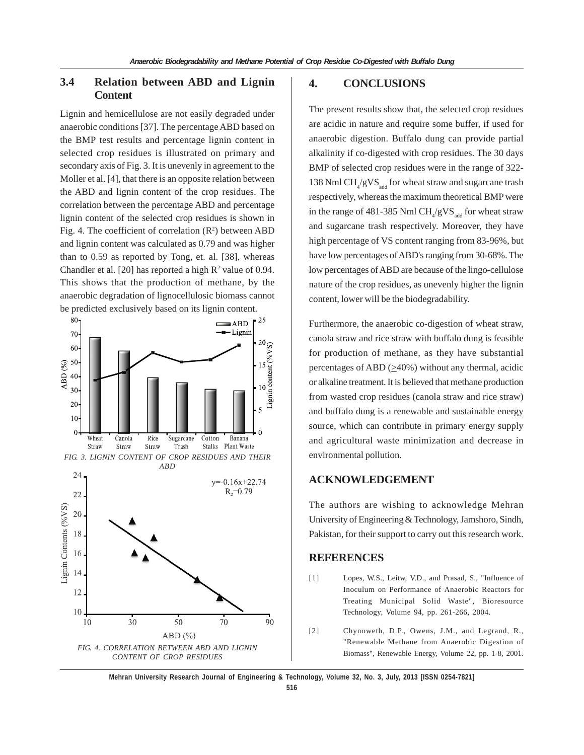### 3.4 Relation between ABD and Lignin Content

Lignin and hemicellulose are not easily degraded under anaerobic conditions [37]. The percentage ABD based on the BMP test results and percentage lignin content in selected crop residues is illustrated on primary and secondary axis of Fig. 3. It is unevenly in agreement to the Moller et al. [4], that there is an opposite relation between the ABD and lignin content of the crop residues. The correlation between the percentage ABD and percentage lignin content of the selected crop residues is shown in Fig. 4. The coefficient of correlation ($R^2$) between ABD and lignin content was calculated as 0.79 and was higher than to 0.59 as reported by Tong, et. al. [38], whereas Chandler et al. [20] has reported a high $R^2$ value of 0.94. This shows that the production of methane, by the anaerobic degradation of lignocellulosic biomass cannot be predicted exclusively based on its lignin content.

*FIG. 3. LIGNIN CONTENT OF CROP RESIDUES AND THEIR ABD*

*FIG. 4. CORRELATION BETWEEN ABD AND LIGNIN CONTENT OF CROP RESIDUES*

## 4. CONCLUSIONS

The present results show that, the selected crop residues are acidic in nature and require some buffer, if used for anaerobic digestion. Buffalo dung can provide partial alkalinity if co-digested with crop residues. The 30 days BMP of selected crop residues were in the range of 322-138 Nml $CH_4$/g$VS_{add}$ for wheat straw and sugarcane trash respectively, whereas the maximum theoretical BMP were in the range of 481-385 Nml $CH_4$/g$VS_{add}$ for wheat straw and sugarcane trash respectively. Moreover, they have high percentage of VS content ranging from 83-96%, but have low percentages of ABD's ranging from 30-68%. The low percentages of ABD are because of the lingo-cellulose nature of the crop residues, as unevenly higher the lignin content, lower will be the biodegradability.

Furthermore, the anaerobic co-digestion of wheat straw, canola straw and rice straw with buffalo dung is feasible for production of methane, as they have substantial percentages of ABD ($\geq$40%) without any thermal, acidic or alkaline treatment. It is believed that methane production from wasted crop residues (canola straw and rice straw) and buffalo dung is a renewable and sustainable energy source, which can contribute in primary energy supply and agricultural waste minimization and decrease in environmental pollution.

## ACKNOWLEDGEMENT

The authors are wishing to acknowledge Mehran University of Engineering & Technology, Jamshoro, Sindh, Pakistan, for their support to carry out this research work.

## REFERENCES

[1] Lopes, W.S., Leitw, V.D., and Prasad, S., "Influence of Inoculum on Performance of Anaerobic Reactors for Treating Municipal Solid Waste", Bioresource Technology, Volume 94, pp. 261-266, 2004.

[2] Chynoweth, D.P., Owens, J.M., and Legrand, R., "Renewable Methane from Anaerobic Digestion of Biomass", Renewable Energy, Volume 22, pp. 1-8, 2001.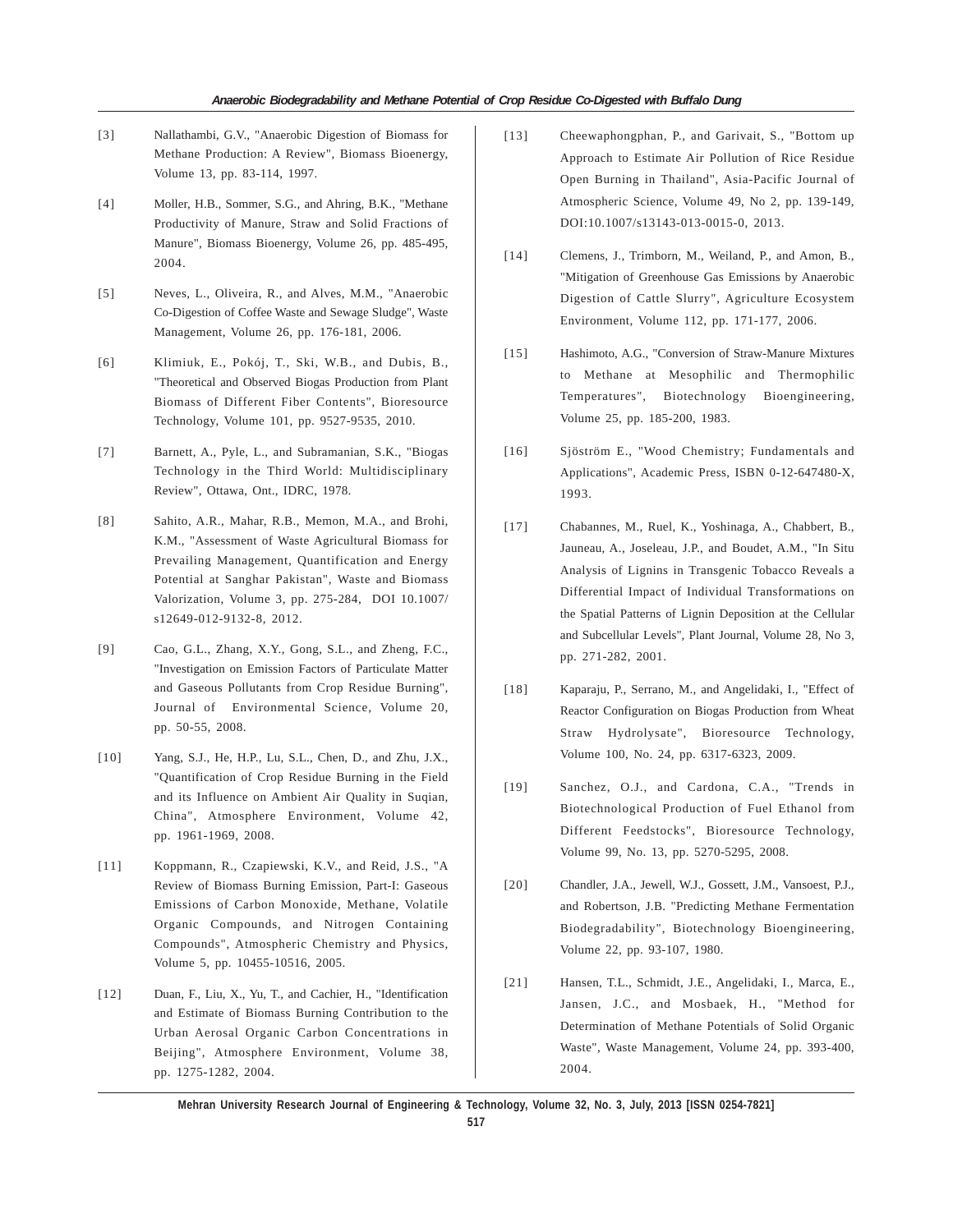[3] Nallathambi, G.V., "Anaerobic Digestion of Biomass for Methane Production: A Review", Biomass Bioenergy, Volume 13, pp. 83-114, 1997.

[4] Moller, H.B., Sommer, S.G., and Ahring, B.K., "Methane Productivity of Manure, Straw and Solid Fractions of Manure", Biomass Bioenergy, Volume 26, pp. 485-495, 2004.

[5] Neves, L., Oliveira, R., and Alves, M.M., "Anaerobic Co-Digestion of Coffee Waste and Sewage Sludge", Waste Management, Volume 26, pp. 176-181, 2006.

[6] Klimiuk, E., Pokój, T., Ski, W.B., and Dubis, B., "Theoretical and Observed Biogas Production from Plant Biomass of Different Fiber Contents", Bioresource Technology, Volume 101, pp. 9527-9535, 2010.

[7] Barnett, A., Pyle, L., and Subramanian, S.K., "Biogas Technology in the Third World: Multidisciplinary Review", Ottawa, Ont., IDRC, 1978.

[8] Sahito, A.R., Mahar, R.B., Memon, M.A., and Brohi, K.M., "Assessment of Waste Agricultural Biomass for Prevailing Management, Quantification and Energy Potential at Sanghar Pakistan", Waste and Biomass Valorization, Volume 3, pp. 275-284, DOI 10.1007/s12649-012-9132-8, 2012.

[9] Cao, G.L., Zhang, X.Y., Gong, S.L., and Zheng, F.C., "Investigation on Emission Factors of Particulate Matter and Gaseous Pollutants from Crop Residue Burning", Journal of Environmental Science, Volume 20, pp. 50-55, 2008.

[10] Yang, S.J., He, H.P., Lu, S.L., Chen, D., and Zhu, J.X., "Quantification of Crop Residue Burning in the Field and its Influence on Ambient Air Quality in Suqian, China", Atmosphere Environment, Volume 42, pp. 1961-1969, 2008.

[11] Koppmann, R., Czapiewski, K.V., and Reid, J.S., "A Review of Biomass Burning Emission, Part-I: Gaseous Emissions of Carbon Monoxide, Methane, Volatile Organic Compounds, and Nitrogen Containing Compounds", Atmospheric Chemistry and Physics, Volume 5, pp. 10455-10516, 2005.

[12] Duan, F., Liu, X., Yu, T., and Cachier, H., "Identification and Estimate of Biomass Burning Contribution to the Urban Aerosal Organic Carbon Concentrations in Beijing", Atmosphere Environment, Volume 38, pp. 1275-1282, 2004.

[13] Cheewaphongphan, P., and Garivait, S., "Bottom up Approach to Estimate Air Pollution of Rice Residue Open Burning in Thailand", Asia-Pacific Journal of Atmospheric Science, Volume 49, No 2, pp. 139-149, DOI:10.1007/s13143-013-0015-0, 2013.

[14] Clemens, J., Trimborn, M., Weiland, P., and Amon, B., "Mitigation of Greenhouse Gas Emissions by Anaerobic Digestion of Cattle Slurry", Agriculture Ecosystem Environment, Volume 112, pp. 171-177, 2006.

[15] Hashimoto, A.G., "Conversion of Straw-Manure Mixtures to Methane at Mesophilic and Thermophilic Temperatures", Biotechnology Bioengineering, Volume 25, pp. 185-200, 1983.

[16] Sjöström E., "Wood Chemistry; Fundamentals and Applications", Academic Press, ISBN 0-12-647480-X, 1993.

[17] Chabannes, M., Ruel, K., Yoshinaga, A., Chabbert, B., Jauneau, A., Joseleau, J.P., and Boudet, A.M., "In Situ Analysis of Lignins in Transgenic Tobacco Reveals a Differential Impact of Individual Transformations on the Spatial Patterns of Lignin Deposition at the Cellular and Subcellular Levels", Plant Journal, Volume 28, No 3, pp. 271-282, 2001.

[18] Kaparaju, P., Serrano, M., and Angelidaki, I., "Effect of Reactor Configuration on Biogas Production from Wheat Straw Hydrolysate", Bioresource Technology, Volume 100, No. 24, pp. 6317-6323, 2009.

[19] Sanchez, O.J., and Cardona, C.A., "Trends in Biotechnological Production of Fuel Ethanol from Different Feedstocks", Bioresource Technology, Volume 99, No. 13, pp. 5270-5295, 2008.

[20] Chandler, J.A., Jewell, W.J., Gossett, J.M., Vansoest, P.J., and Robertson, J.B. "Predicting Methane Fermentation Biodegradability", Biotechnology Bioengineering, Volume 22, pp. 93-107, 1980.

[21] Hansen, T.L., Schmidt, J.E., Angelidaki, I., Marca, E., Jansen, J.C., and Mosbaek, H., "Method for Determination of Methane Potentials of Solid Organic Waste", Waste Management, Volume 24, pp. 393-400, 2004.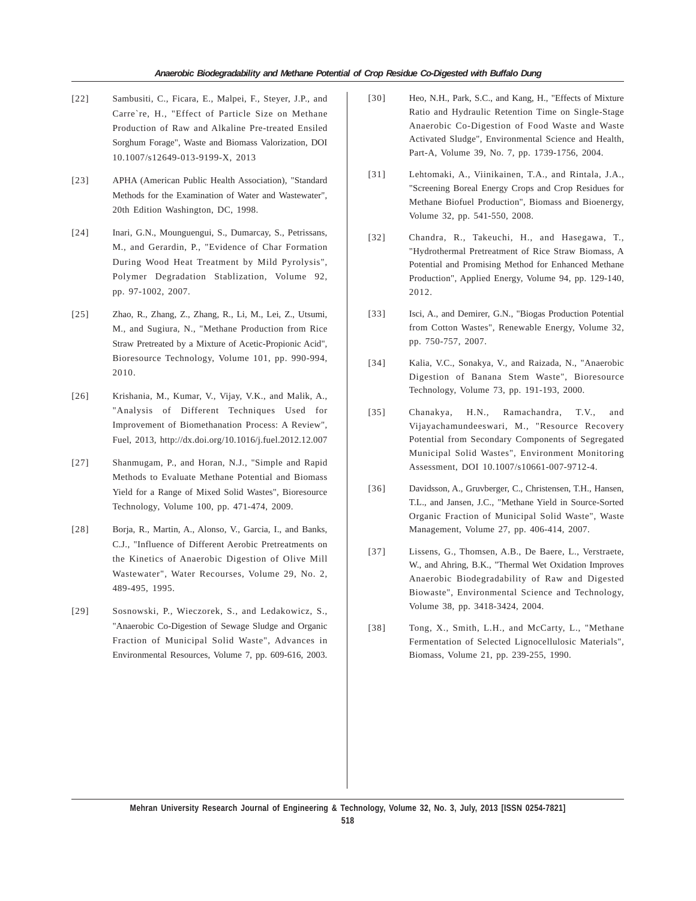[22] Sambusiti, C., Ficara, E., Malpei, F., Steyer, J.P., and Carre`re, H., "Effect of Particle Size on Methane Production of Raw and Alkaline Pre-treated Ensiled Sorghum Forage", Waste and Biomass Valorization, DOI 10.1007/s12649-013-9199-X, 2013

[23] APHA (American Public Health Association), "Standard Methods for the Examination of Water and Wastewater", 20th Edition Washington, DC, 1998.

[24] Inari, G.N., Mounguengui, S., Dumarcay, S., Petrissans, M., and Gerardin, P., "Evidence of Char Formation During Wood Heat Treatment by Mild Pyrolysis", Polymer Degradation Stablization, Volume 92, pp. 97-1002, 2007.

[25] Zhao, R., Zhang, Z., Zhang, R., Li, M., Lei, Z., Utsumi, M., and Sugiura, N., "Methane Production from Rice Straw Pretreated by a Mixture of Acetic-Propionic Acid", Bioresource Technology, Volume 101, pp. 990-994, 2010.

[26] Krishania, M., Kumar, V., Vijay, V.K., and Malik, A., "Analysis of Different Techniques Used for Improvement of Biomethanation Process: A Review", Fuel, 2013, http://dx.doi.org/10.1016/j.fuel.2012.12.007

[27] Shanmugam, P., and Horan, N.J., "Simple and Rapid Methods to Evaluate Methane Potential and Biomass Yield for a Range of Mixed Solid Wastes", Bioresource Technology, Volume 100, pp. 471-474, 2009.

[28] Borja, R., Martin, A., Alonso, V., Garcia, I., and Banks, C.J., "Influence of Different Aerobic Pretreatments on the Kinetics of Anaerobic Digestion of Olive Mill Wastewater", Water Recourses, Volume 29, No. 2, 489-495, 1995.

[29] Sosnowski, P., Wieczorek, S., and Ledakowicz, S., "Anaerobic Co-Digestion of Sewage Sludge and Organic Fraction of Municipal Solid Waste", Advances in Environmental Resources, Volume 7, pp. 609-616, 2003.

[30] Heo, N.H., Park, S.C., and Kang, H., "Effects of Mixture Ratio and Hydraulic Retention Time on Single-Stage Anaerobic Co-Digestion of Food Waste and Waste Activated Sludge", Environmental Science and Health, Part-A, Volume 39, No. 7, pp. 1739-1756, 2004.

[31] Lehtomaki, A., Viinikainen, T.A., and Rintala, J.A., "Screening Boreal Energy Crops and Crop Residues for Methane Biofuel Production", Biomass and Bioenergy, Volume 32, pp. 541-550, 2008.

[32] Chandra, R., Takeuchi, H., and Hasegawa, T., "Hydrothermal Pretreatment of Rice Straw Biomass, A Potential and Promising Method for Enhanced Methane Production", Applied Energy, Volume 94, pp. 129-140, 2012.

[33] Isci, A., and Demirer, G.N., "Biogas Production Potential from Cotton Wastes", Renewable Energy, Volume 32, pp. 750-757, 2007.

[34] Kalia, V.C., Sonakya, V., and Raizada, N., "Anaerobic Digestion of Banana Stem Waste", Bioresource Technology, Volume 73, pp. 191-193, 2000.

[35] Chanakya, H.N., Ramachandra, T.V., and Vijayachamundeeswari, M., "Resource Recovery Potential from Secondary Components of Segregated Municipal Solid Wastes", Environment Monitoring Assessment, DOI 10.1007/s10661-007-9712-4.

[36] Davidsson, A., Gruvberger, C., Christensen, T.H., Hansen, T.L., and Jansen, J.C., "Methane Yield in Source-Sorted Organic Fraction of Municipal Solid Waste", Waste Management, Volume 27, pp. 406-414, 2007.

[37] Lissens, G., Thomsen, A.B., De Baere, L., Verstraete, W., and Ahring, B.K., "Thermal Wet Oxidation Improves Anaerobic Biodegradability of Raw and Digested Biowaste", Environmental Science and Technology, Volume 38, pp. 3418-3424, 2004.

[38] Tong, X., Smith, L.H., and McCarty, L., "Methane Fermentation of Selected Lignocellulosic Materials", Biomass, Volume 21, pp. 239-255, 1990.